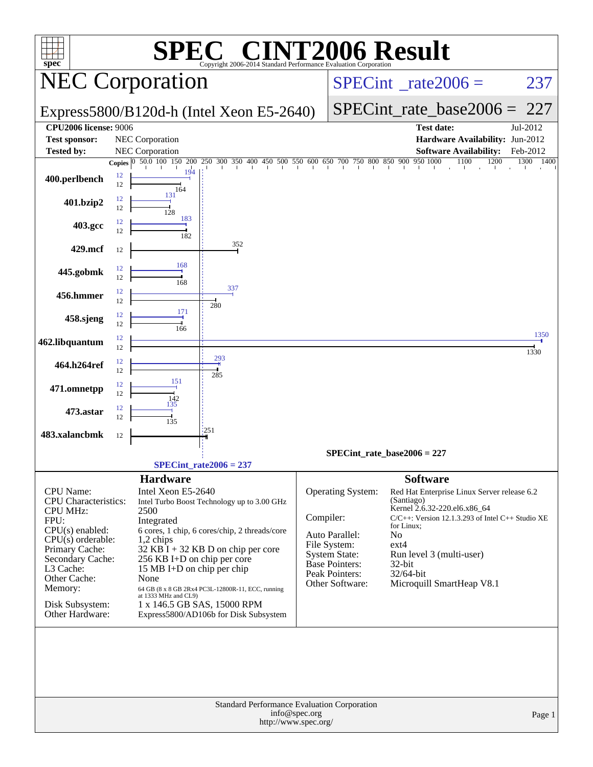# SPEC CINT2006 Result

Copyright 2006-2014 Standard Performance Evaluation Corporation

## NEC Corporation

Express5800/B120d-h (Intel Xeon E5-2640)

SPECint_rate2006 = 237

SPECint_rate_base2006 = 227

| | | | |
|---|---|---|---|
| **CPU2006 license:** 9006 | | **Test date:** | Jul-2012 |
| **Test sponsor:** | NEC Corporation | **Hardware Availability:** | Jun-2012 |
| **Tested by:** | NEC Corporation | **Software Availability:** | Feb-2012 |

| Benchmark | Copies | Peak | Base |
|---|---|---|---|
| 400.perlbench | 12 | 194 | 164 |
| 401.bzip2 | 12 | 131 | 128 |
| 403.gcc | 12 | 183 | 182 |
| 429.mcf | 12 | | 352 |
| 445.gobmk | 12 | 168 | 168 |
| 456.hmmer | 12 | 337 | 280 |
| 458.sjeng | 12 | 171 | 166 |
| 462.libquantum | 12 | 1350 | 1330 |
| 464.h264ref | 12 | 293 | 285 |
| 471.omnetpp | 12 | 151 | 142 |
| 473.astar | 12 | 135 | 135 |
| 483.xalancbmk | 12 | | 251 |

SPECint_rate_base2006 = 227

SPECint_rate2006 = 237

### Hardware

| | |
|---|---|
| CPU Name: | Intel Xeon E5-2640 |
| CPU Characteristics: | Intel Turbo Boost Technology up to 3.00 GHz |
| CPU MHz: | 2500 |
| FPU: | Integrated |
| CPU(s) enabled: | 6 cores, 1 chip, 6 cores/chip, 2 threads/core |
| CPU(s) orderable: | 1,2 chips |
| Primary Cache: | 32 KB I + 32 KB D on chip per core |
| Secondary Cache: | 256 KB I+D on chip per core |
| L3 Cache: | 15 MB I+D on chip per chip |
| Other Cache: | None |
| Memory: | 64 GB (8 x 8 GB 2Rx4 PC3L-12800R-11, ECC, running at 1333 MHz and CL9) |
| Disk Subsystem: | 1 x 146.5 GB SAS, 15000 RPM |
| Other Hardware: | Express5800/AD106b for Disk Subsystem |

### Software

| | |
|---|---|
| Operating System: | Red Hat Enterprise Linux Server release 6.2 (Santiago) Kernel 2.6.32-220.el6.x86_64 |
| Compiler: | C/C++: Version 12.1.3.293 of Intel C++ Studio XE for Linux; |
| Auto Parallel: | No |
| File System: | ext4 |
| System State: | Run level 3 (multi-user) |
| Base Pointers: | 32-bit |
| Peak Pointers: | 32/64-bit |
| Other Software: | Microquill SmartHeap V8.1 |

Standard Performance Evaluation Corporation
info@spec.org
http://www.spec.org/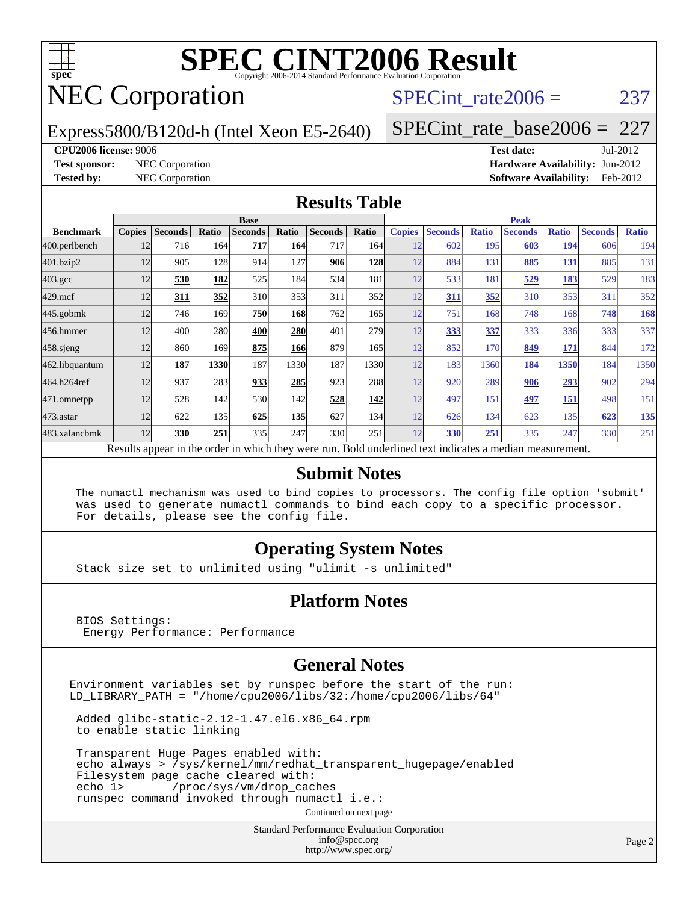# SPEC CINT2006 Result

Copyright 2006-2014 Standard Performance Evaluation Corporation

## NEC Corporation

Express5800/B120d-h (Intel Xeon E5-2640)

SPECint_rate2006 = 237

SPECint_rate_base2006 = 227

**CPU2006 license:** 9006
**Test sponsor:** NEC Corporation
**Tested by:** NEC Corporation

**Test date:** Jul-2012
**Hardware Availability:** Jun-2012
**Software Availability:** Feb-2012

## Results Table

| Benchmark | Base | | | | | | | Peak | | | | | | |
|---|---|---|---|---|---|---|---|---|---|---|---|---|---|---|
| | Copies | Seconds | Ratio | Seconds | Ratio | Seconds | Ratio | Copies | Seconds | Ratio | Seconds | Ratio | Seconds | Ratio |
| 400.perlbench | 12 | 716 | 164 | **717** | **164** | 717 | 164 | 12 | 602 | 195 | **603** | **194** | 606 | 194 |
| 401.bzip2 | 12 | 905 | 128 | 914 | 127 | **906** | **128** | 12 | 884 | 131 | **885** | **131** | 885 | 131 |
| 403.gcc | 12 | **530** | **182** | 525 | 184 | 534 | 181 | 12 | 533 | 181 | **529** | **183** | 529 | 183 |
| 429.mcf | 12 | **311** | **352** | 310 | 353 | 311 | 352 | 12 | **311** | **352** | 310 | 353 | 311 | 352 |
| 445.gobmk | 12 | 746 | 169 | **750** | **168** | 762 | 165 | 12 | 751 | 168 | 748 | 168 | **748** | **168** |
| 456.hmmer | 12 | 400 | 280 | **400** | **280** | 401 | 279 | 12 | **333** | **337** | 333 | 336 | 333 | 337 |
| 458.sjeng | 12 | 860 | 169 | **875** | **166** | 879 | 165 | 12 | 852 | 170 | **849** | **171** | 844 | 172 |
| 462.libquantum | 12 | **187** | **1330** | 187 | 1330 | 187 | 1330 | 12 | 183 | 1360 | **184** | **1350** | 184 | 1350 |
| 464.h264ref | 12 | 937 | 283 | **933** | **285** | 923 | 288 | 12 | 920 | 289 | **906** | **293** | 902 | 294 |
| 471.omnetpp | 12 | 528 | 142 | 530 | 142 | **528** | **142** | 12 | 497 | 151 | **497** | **151** | 498 | 151 |
| 473.astar | 12 | 622 | 135 | **625** | **135** | 627 | 134 | 12 | 626 | 134 | 623 | 135 | **623** | **135** |
| 483.xalancbmk | 12 | **330** | **251** | 335 | 247 | 330 | 251 | 12 | **330** | **251** | 335 | 247 | 330 | 251 |

Results appear in the order in which they were run. Bold underlined text indicates a median measurement.

## Submit Notes

```
The numactl mechanism was used to bind copies to processors. The config file option 'submit'
was used to generate numactl commands to bind each copy to a specific processor.
For details, please see the config file.
```

## Operating System Notes

```
Stack size set to unlimited using "ulimit -s unlimited"
```

## Platform Notes

```
BIOS Settings:
 Energy Performance: Performance
```

## General Notes

```
Environment variables set by runspec before the start of the run:
LD_LIBRARY_PATH = "/home/cpu2006/libs/32:/home/cpu2006/libs/64"

 Added glibc-static-2.12-1.47.el6.x86_64.rpm
 to enable static linking

 Transparent Huge Pages enabled with:
 echo always > /sys/kernel/mm/redhat_transparent_hugepage/enabled
 Filesystem page cache cleared with:
 echo 1>       /proc/sys/vm/drop_caches
 runspec command invoked through numactl i.e.:
```

Continued on next page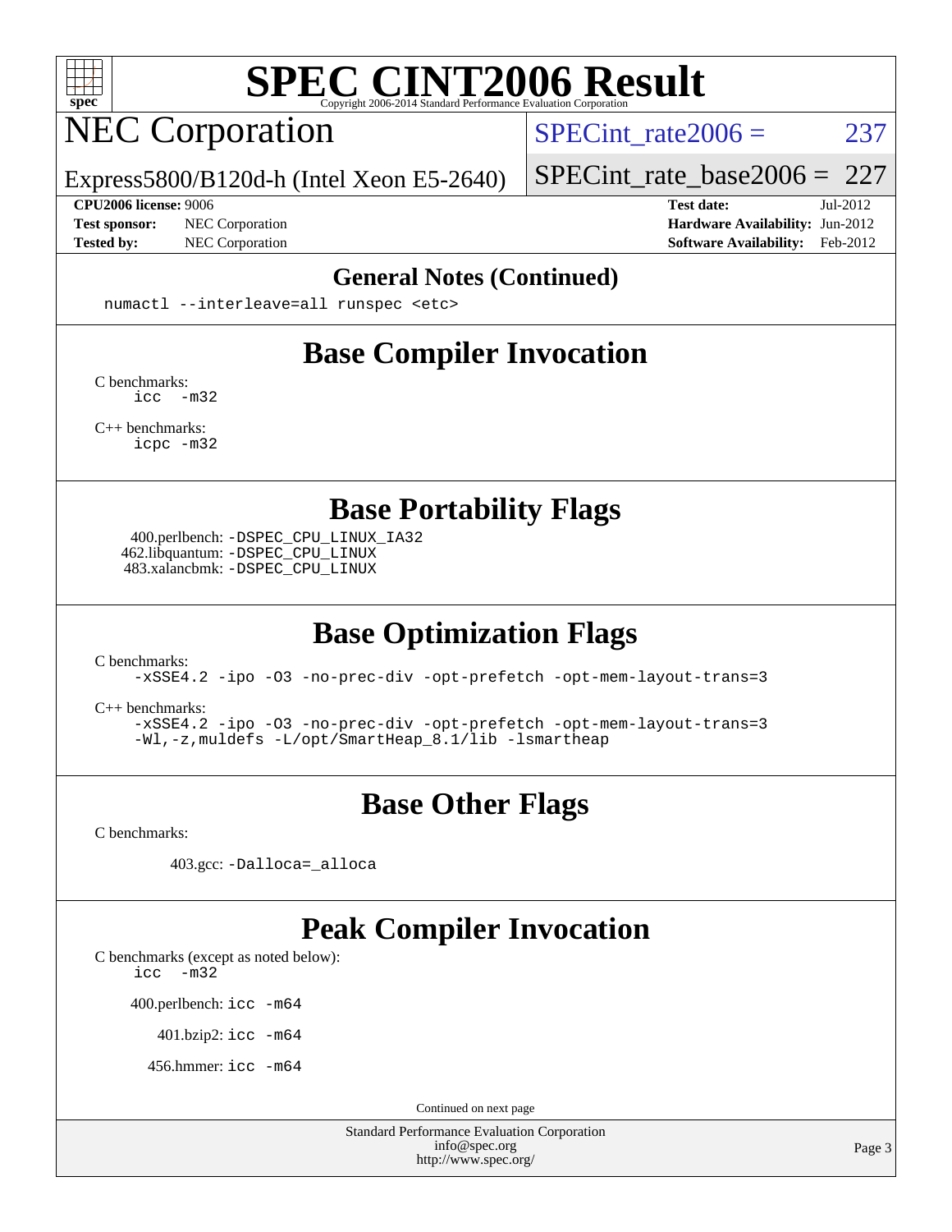# SPEC CINT2006 Result

Copyright 2006-2014 Standard Performance Evaluation Corporation

## NEC Corporation

Express5800/B120d-h (Intel Xeon E5-2640)

SPECint_rate2006 = 237

SPECint_rate_base2006 = 227

**CPU2006 license:** 9006
**Test sponsor:** NEC Corporation
**Tested by:** NEC Corporation

**Test date:** Jul-2012
**Hardware Availability:** Jun-2012
**Software Availability:** Feb-2012

### General Notes (Continued)

```
numactl --interleave=all runspec <etc>
```

### Base Compiler Invocation

C benchmarks:
```
icc  -m32
```

C++ benchmarks:
```
icpc -m32
```

### Base Portability Flags

400.perlbench: `-DSPEC_CPU_LINUX_IA32`
462.libquantum: `-DSPEC_CPU_LINUX`
483.xalancbmk: `-DSPEC_CPU_LINUX`

### Base Optimization Flags

C benchmarks:
```
-xSSE4.2 -ipo -O3 -no-prec-div -opt-prefetch -opt-mem-layout-trans=3
```

C++ benchmarks:
```
-xSSE4.2 -ipo -O3 -no-prec-div -opt-prefetch -opt-mem-layout-trans=3
-Wl,-z,muldefs -L/opt/SmartHeap_8.1/lib -lsmartheap
```

### Base Other Flags

C benchmarks:

403.gcc: `-Dalloca=_alloca`

### Peak Compiler Invocation

C benchmarks (except as noted below):
```
icc  -m32
```

400.perlbench: `icc -m64`

401.bzip2: `icc -m64`

456.hmmer: `icc -m64`

Continued on next page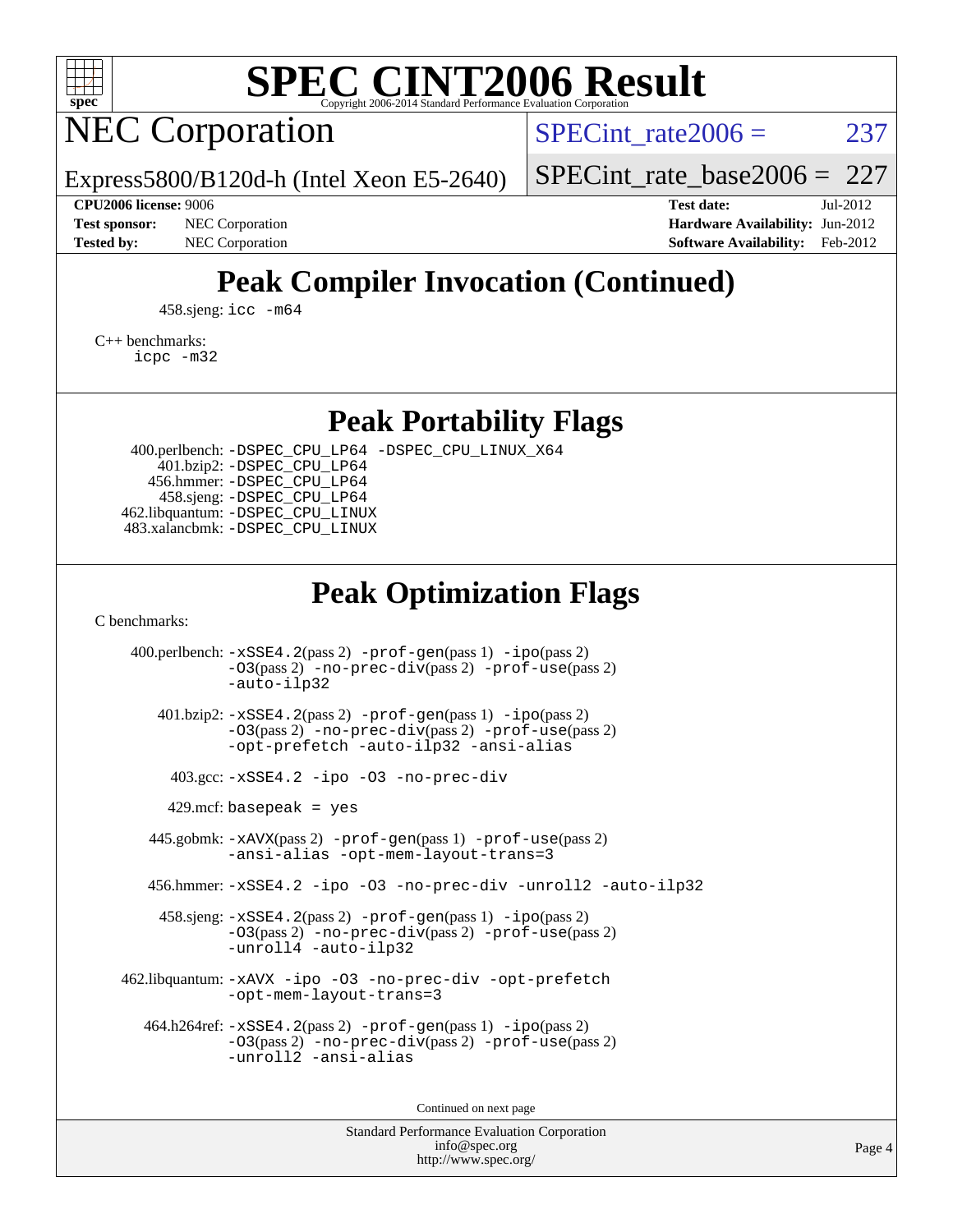# SPEC CINT2006 Result

## NEC Corporation

Express5800/B120d-h (Intel Xeon E5-2640)

SPECint_rate2006 = 237

SPECint_rate_base2006 = 227

**CPU2006 license:** 9006
**Test sponsor:** NEC Corporation
**Tested by:** NEC Corporation

**Test date:** Jul-2012
**Hardware Availability:** Jun-2012
**Software Availability:** Feb-2012

## Peak Compiler Invocation (Continued)

458.sjeng: `icc -m64`

C++ benchmarks:
`icpc -m32`

## Peak Portability Flags

400.perlbench: `-DSPEC_CPU_LP64 -DSPEC_CPU_LINUX_X64`
401.bzip2: `-DSPEC_CPU_LP64`
456.hmmer: `-DSPEC_CPU_LP64`
458.sjeng: `-DSPEC_CPU_LP64`
462.libquantum: `-DSPEC_CPU_LINUX`
483.xalancbmk: `-DSPEC_CPU_LINUX`

## Peak Optimization Flags

C benchmarks:

400.perlbench: `-xSSE4.2`(pass 2) `-prof-gen`(pass 1) `-ipo`(pass 2) `-O3`(pass 2) `-no-prec-div`(pass 2) `-prof-use`(pass 2) `-auto-ilp32`

401.bzip2: `-xSSE4.2`(pass 2) `-prof-gen`(pass 1) `-ipo`(pass 2) `-O3`(pass 2) `-no-prec-div`(pass 2) `-prof-use`(pass 2) `-opt-prefetch -auto-ilp32 -ansi-alias`

403.gcc: `-xSSE4.2 -ipo -O3 -no-prec-div`

429.mcf: `basepeak = yes`

445.gobmk: `-xAVX`(pass 2) `-prof-gen`(pass 1) `-prof-use`(pass 2) `-ansi-alias -opt-mem-layout-trans=3`

456.hmmer: `-xSSE4.2 -ipo -O3 -no-prec-div -unroll2 -auto-ilp32`

458.sjeng: `-xSSE4.2`(pass 2) `-prof-gen`(pass 1) `-ipo`(pass 2) `-O3`(pass 2) `-no-prec-div`(pass 2) `-prof-use`(pass 2) `-unroll4 -auto-ilp32`

462.libquantum: `-xAVX -ipo -O3 -no-prec-div -opt-prefetch -opt-mem-layout-trans=3`

464.h264ref: `-xSSE4.2`(pass 2) `-prof-gen`(pass 1) `-ipo`(pass 2) `-O3`(pass 2) `-no-prec-div`(pass 2) `-prof-use`(pass 2) `-unroll2 -ansi-alias`

Continued on next page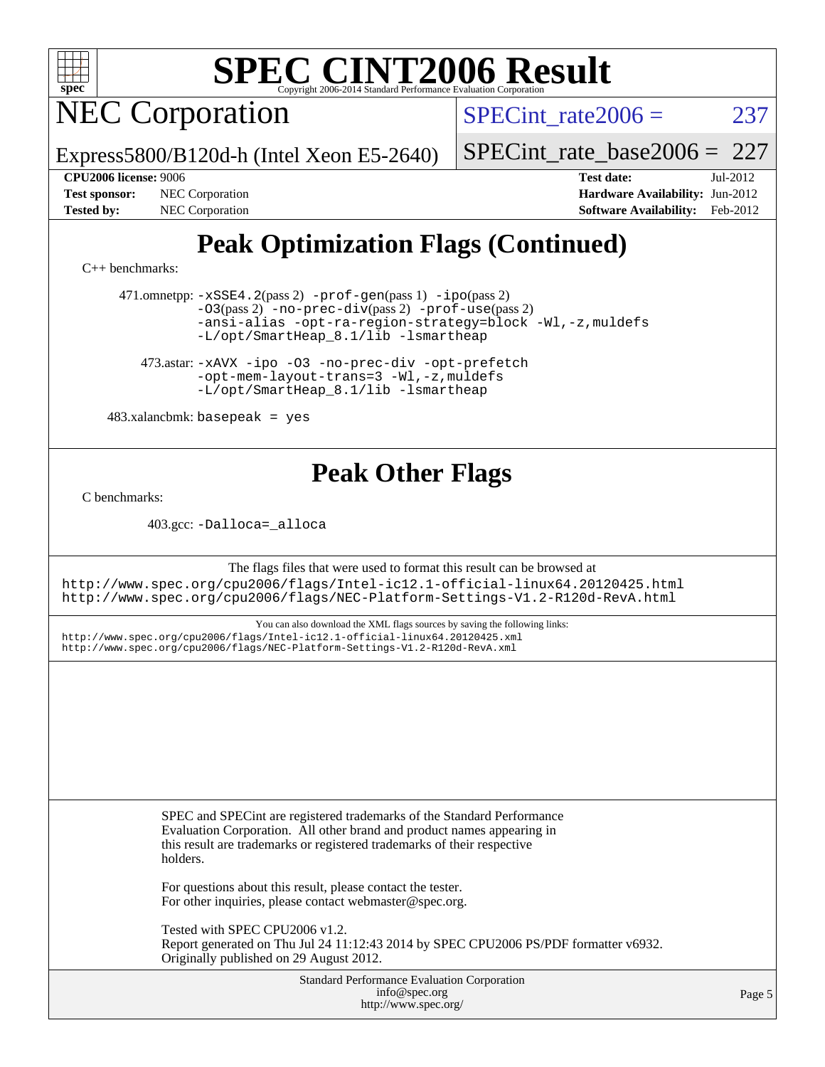## Peak Optimization Flags (Continued)

C++ benchmarks:

471.omnetpp: -xSSE4.2(pass 2) -prof-gen(pass 1) -ipo(pass 2) -O3(pass 2) -no-prec-div(pass 2) -prof-use(pass 2) -ansi-alias -opt-ra-region-strategy=block -Wl,-z,muldefs -L/opt/SmartHeap_8.1/lib -lsmartheap

473.astar: -xAVX -ipo -O3 -no-prec-div -opt-prefetch -opt-mem-layout-trans=3 -Wl,-z,muldefs -L/opt/SmartHeap_8.1/lib -lsmartheap

483.xalancbmk: basepeak = yes

## Peak Other Flags

C benchmarks:

403.gcc: -Dalloca=_alloca

The flags files that were used to format this result can be browsed at
http://www.spec.org/cpu2006/flags/Intel-ic12.1-official-linux64.20120425.html
http://www.spec.org/cpu2006/flags/NEC-Platform-Settings-V1.2-R120d-RevA.html

You can also download the XML flags sources by saving the following links:
http://www.spec.org/cpu2006/flags/Intel-ic12.1-official-linux64.20120425.xml
http://www.spec.org/cpu2006/flags/NEC-Platform-Settings-V1.2-R120d-RevA.xml

SPEC and SPECint are registered trademarks of the Standard Performance Evaluation Corporation. All other brand and product names appearing in this result are trademarks or registered trademarks of their respective holders.

For questions about this result, please contact the tester.
For other inquiries, please contact webmaster@spec.org.

Tested with SPEC CPU2006 v1.2.
Report generated on Thu Jul 24 11:12:43 2014 by SPEC CPU2006 PS/PDF formatter v6932.
Originally published on 29 August 2012.